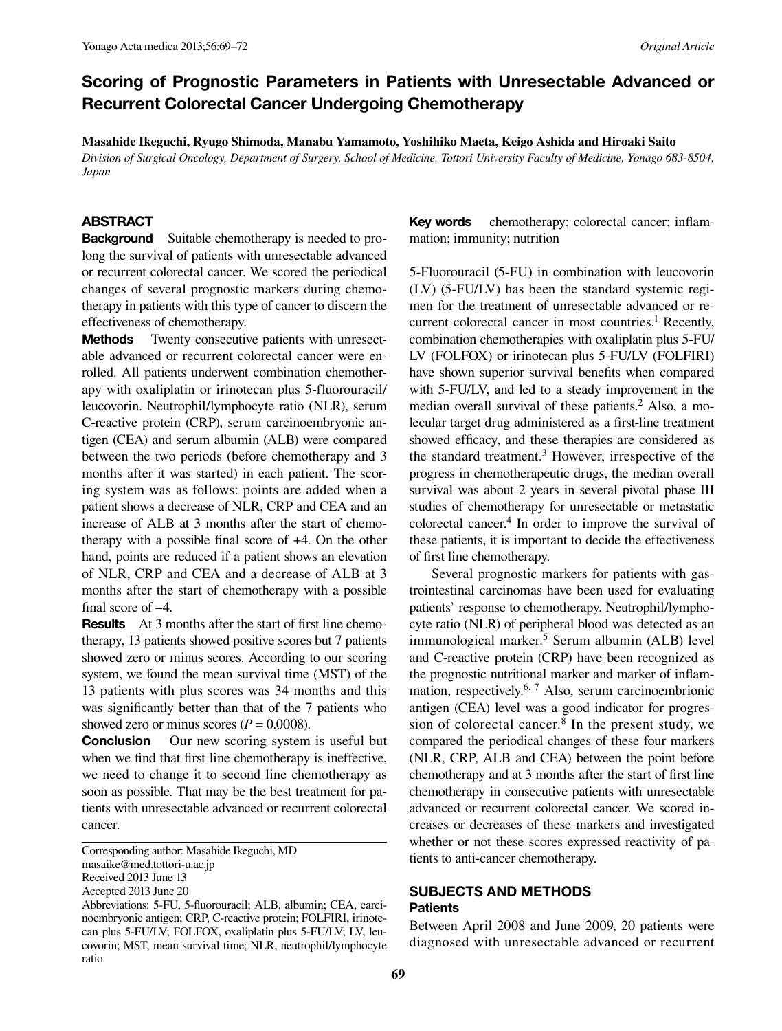# Scoring of Prognostic Parameters in Patients with Unresectable Advanced or Recurrent Colorectal Cancer Undergoing Chemotherapy

**Masahide Ikeguchi, Ryugo Shimoda, Manabu Yamamoto, Yoshihiko Maeta, Keigo Ashida and Hiroaki Saito**

*Division of Surgical Oncology, Department of Surgery, School of Medicine, Tottori University Faculty of Medicine, Yonago 683-8504, Japan*

## ABSTRACT

**Background** Suitable chemotherapy is needed to prolong the survival of patients with unresectable advanced or recurrent colorectal cancer. We scored the periodical changes of several prognostic markers during chemotherapy in patients with this type of cancer to discern the effectiveness of chemotherapy.

**Methods** Twenty consecutive patients with unresectable advanced or recurrent colorectal cancer were enrolled. All patients underwent combination chemotherapy with oxaliplatin or irinotecan plus 5-fluorouracil/leucovorin. Neutrophil/lymphocyte ratio (NLR), serum C-reactive protein (CRP), serum carcinoembryonic antigen (CEA) and serum albumin (ALB) were compared between the two periods (before chemotherapy and 3 months after it was started) in each patient. The scoring system was as follows: points are added when a patient shows a decrease of NLR, CRP and CEA and an increase of ALB at 3 months after the start of chemotherapy with a possible final score of +4. On the other hand, points are reduced if a patient shows an elevation of NLR, CRP and CEA and a decrease of ALB at 3 months after the start of chemotherapy with a possible final score of –4.

**Results** At 3 months after the start of first line chemotherapy, 13 patients showed positive scores but 7 patients showed zero or minus scores. According to our scoring system, we found the mean survival time (MST) of the 13 patients with plus scores was 34 months and this was significantly better than that of the 7 patients who showed zero or minus scores ($P = 0.0008$).

**Conclusion** Our new scoring system is useful but when we find that first line chemotherapy is ineffective, we need to change it to second line chemotherapy as soon as possible. That may be the best treatment for patients with unresectable advanced or recurrent colorectal cancer.

**Key words** chemotherapy; colorectal cancer; inflammation; immunity; nutrition

Corresponding author: Masahide Ikeguchi, MD
masaike@med.tottori-u.ac.jp
Received 2013 June 13
Accepted 2013 June 20
Abbreviations: 5-FU, 5-fluorouracil; ALB, albumin; CEA, carcinoembryonic antigen; CRP, C-reactive protein; FOLFIRI, irinotecan plus 5-FU/LV; FOLFOX, oxaliplatin plus 5-FU/LV; LV, leucovorin; MST, mean survival time; NLR, neutrophil/lymphocyte ratio

5-Fluorouracil (5-FU) in combination with leucovorin (LV) (5-FU/LV) has been the standard systemic regimen for the treatment of unresectable advanced or recurrent colorectal cancer in most countries.[1] Recently, combination chemotherapies with oxaliplatin plus 5-FU/LV (FOLFOX) or irinotecan plus 5-FU/LV (FOLFIRI) have shown superior survival benefits when compared with 5-FU/LV, and led to a steady improvement in the median overall survival of these patients.[2] Also, a molecular target drug administered as a first-line treatment showed efficacy, and these therapies are considered as the standard treatment.[3] However, irrespective of the progress in chemotherapeutic drugs, the median overall survival was about 2 years in several pivotal phase III studies of chemotherapy for unresectable or metastatic colorectal cancer.[4] In order to improve the survival of these patients, it is important to decide the effectiveness of first line chemotherapy.

Several prognostic markers for patients with gastrointestinal carcinomas have been used for evaluating patients' response to chemotherapy. Neutrophil/lymphocyte ratio (NLR) of peripheral blood was detected as an immunological marker.[5] Serum albumin (ALB) level and C-reactive protein (CRP) have been recognized as the prognostic nutritional marker and marker of inflammation, respectively.[6, 7] Also, serum carcinoembrionic antigen (CEA) level was a good indicator for progression of colorectal cancer.[8] In the present study, we compared the periodical changes of these four markers (NLR, CRP, ALB and CEA) between the point before chemotherapy and at 3 months after the start of first line chemotherapy in consecutive patients with unresectable advanced or recurrent colorectal cancer. We scored increases or decreases of these markers and investigated whether or not these scores expressed reactivity of patients to anti-cancer chemotherapy.

## SUBJECTS AND METHODS

### Patients

Between April 2008 and June 2009, 20 patients were diagnosed with unresectable advanced or recurrent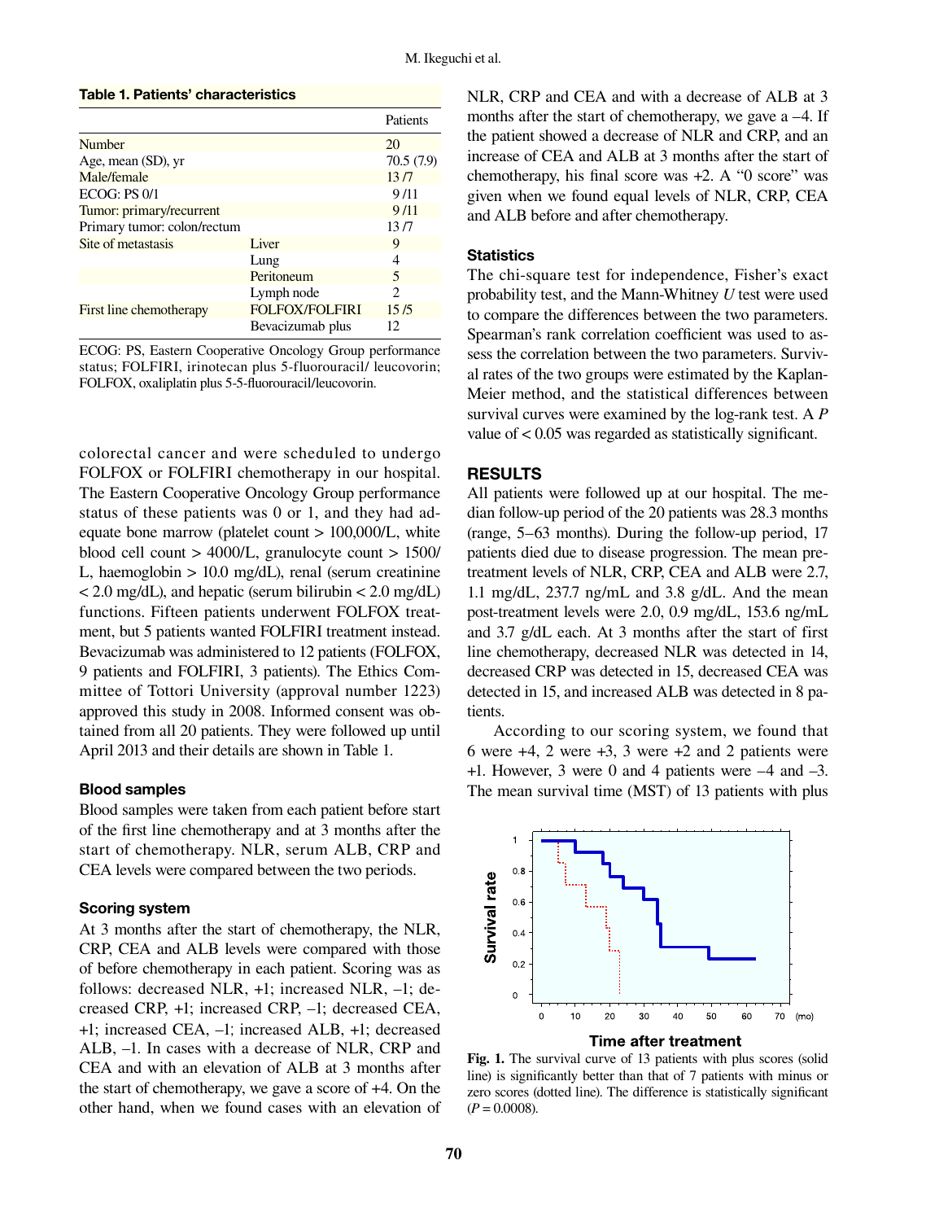**Table 1. Patients' characteristics**

| | | Patients |
|---|---|---|
| Number | | 20 |
| Age, mean (SD), yr | | 70.5 (7.9) |
| Male/female | | 13 /7 |
| ECOG: PS 0/1 | | 9 /11 |
| Tumor: primary/recurrent | | 9 /11 |
| Primary tumor: colon/rectum | | 13 /7 |
| Site of metastasis | Liver | 9 |
| | Lung | 4 |
| | Peritoneum | 5 |
| | Lymph node | 2 |
| First line chemotherapy | FOLFOX/FOLFIRI | 15 /5 |
| | Bevacizumab plus | 12 |

ECOG: PS, Eastern Cooperative Oncology Group performance status; FOLFIRI, irinotecan plus 5-fluorouracil/ leucovorin; FOLFOX, oxaliplatin plus 5-5-fluorouracil/leucovorin.

colorectal cancer and were scheduled to undergo FOLFOX or FOLFIRI chemotherapy in our hospital. The Eastern Cooperative Oncology Group performance status of these patients was 0 or 1, and they had adequate bone marrow (platelet count > 100,000/L, white blood cell count > 4000/L, granulocyte count > 1500/L, haemoglobin > 10.0 mg/dL), renal (serum creatinine < 2.0 mg/dL), and hepatic (serum bilirubin < 2.0 mg/dL) functions. Fifteen patients underwent FOLFOX treatment, but 5 patients wanted FOLFIRI treatment instead. Bevacizumab was administered to 12 patients (FOLFOX, 9 patients and FOLFIRI, 3 patients). The Ethics Committee of Tottori University (approval number 1223) approved this study in 2008. Informed consent was obtained from all 20 patients. They were followed up until April 2013 and their details are shown in Table 1.

### Blood samples

Blood samples were taken from each patient before start of the first line chemotherapy and at 3 months after the start of chemotherapy. NLR, serum ALB, CRP and CEA levels were compared between the two periods.

### Scoring system

At 3 months after the start of chemotherapy, the NLR, CRP, CEA and ALB levels were compared with those of before chemotherapy in each patient. Scoring was as follows: decreased NLR, +1; increased NLR, –1; decreased CRP, +1; increased CRP, –1; decreased CEA, +1; increased CEA, –1; increased ALB, +1; decreased ALB, –1. In cases with a decrease of NLR, CRP and CEA and with an elevation of ALB at 3 months after the start of chemotherapy, we gave a score of +4. On the other hand, when we found cases with an elevation of NLR, CRP and CEA and with a decrease of ALB at 3 months after the start of chemotherapy, we gave a –4. If the patient showed a decrease of NLR and CRP, and an increase of CEA and ALB at 3 months after the start of chemotherapy, his final score was +2. A "0 score" was given when we found equal levels of NLR, CRP, CEA and ALB before and after chemotherapy.

### Statistics

The chi-square test for independence, Fisher's exact probability test, and the Mann-Whitney *U* test were used to compare the differences between the two parameters. Spearman's rank correlation coefficient was used to assess the correlation between the two parameters. Survival rates of the two groups were estimated by the Kaplan-Meier method, and the statistical differences between survival curves were examined by the log-rank test. A *P* value of < 0.05 was regarded as statistically significant.

## RESULTS

All patients were followed up at our hospital. The median follow-up period of the 20 patients was 28.3 months (range, 5–63 months). During the follow-up period, 17 patients died due to disease progression. The mean pretreatment levels of NLR, CRP, CEA and ALB were 2.7, 1.1 mg/dL, 237.7 ng/mL and 3.8 g/dL. And the mean post-treatment levels were 2.0, 0.9 mg/dL, 153.6 ng/mL and 3.7 g/dL each. At 3 months after the start of first line chemotherapy, decreased NLR was detected in 14, decreased CRP was detected in 15, decreased CEA was detected in 15, and increased ALB was detected in 8 patients.

According to our scoring system, we found that 6 were +4, 2 were +3, 3 were +2 and 2 patients were +1. However, 3 were 0 and 4 patients were –4 and –3. The mean survival time (MST) of 13 patients with plus

**Fig. 1.** The survival curve of 13 patients with plus scores (solid line) is significantly better than that of 7 patients with minus or zero scores (dotted line). The difference is statistically significant ($P = 0.0008$).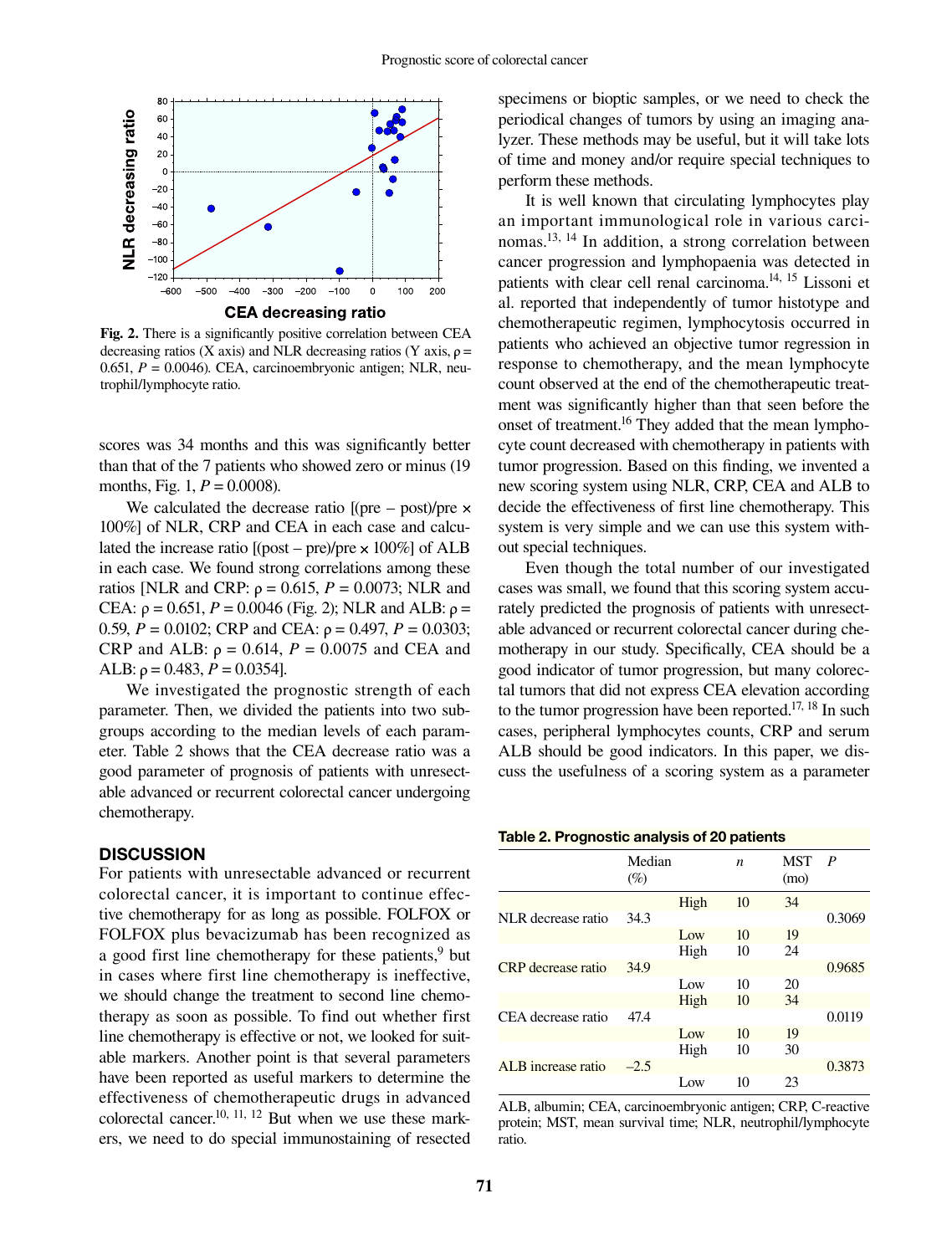Fig. 2. There is a significantly positive correlation between CEA decreasing ratios (X axis) and NLR decreasing ratios (Y axis, $\rho$ = 0.651, $P$ = 0.0046). CEA, carcinoembryonic antigen; NLR, neutrophil/lymphocyte ratio.

scores was 34 months and this was significantly better than that of the 7 patients who showed zero or minus (19 months, Fig. 1, $P$ = 0.0008).

We calculated the decrease ratio [(pre – post)/pre × 100%] of NLR, CRP and CEA in each case and calculated the increase ratio [(post – pre)/pre × 100%] of ALB in each case. We found strong correlations among these ratios [NLR and CRP: $\rho$ = 0.615, $P$ = 0.0073; NLR and CEA: $\rho$ = 0.651, $P$ = 0.0046 (Fig. 2); NLR and ALB: $\rho$ = 0.59, $P$ = 0.0102; CRP and CEA: $\rho$ = 0.497, $P$ = 0.0303; CRP and ALB: $\rho$ = 0.614, $P$ = 0.0075 and CEA and ALB: $\rho$ = 0.483, $P$ = 0.0354].

We investigated the prognostic strength of each parameter. Then, we divided the patients into two subgroups according to the median levels of each parameter. Table 2 shows that the CEA decrease ratio was a good parameter of prognosis of patients with unresectable advanced or recurrent colorectal cancer undergoing chemotherapy.

## DISCUSSION

For patients with unresectable advanced or recurrent colorectal cancer, it is important to continue effective chemotherapy for as long as possible. FOLFOX or FOLFOX plus bevacizumab has been recognized as a good first line chemotherapy for these patients,[9] but in cases where first line chemotherapy is ineffective, we should change the treatment to second line chemotherapy as soon as possible. To find out whether first line chemotherapy is effective or not, we looked for suitable markers. Another point is that several parameters have been reported as useful markers to determine the effectiveness of chemotherapeutic drugs in advanced colorectal cancer.[10, 11, 12] But when we use these markers, we need to do special immunostaining of resected specimens or bioptic samples, or we need to check the periodical changes of tumors by using an imaging analyzer. These methods may be useful, but it will take lots of time and money and/or require special techniques to perform these methods.

It is well known that circulating lymphocytes play an important immunological role in various carcinomas.[13, 14] In addition, a strong correlation between cancer progression and lymphopaenia was detected in patients with clear cell renal carcinoma.[14, 15] Lissoni et al. reported that independently of tumor histotype and chemotherapeutic regimen, lymphocytosis occurred in patients who achieved an objective tumor regression in response to chemotherapy, and the mean lymphocyte count observed at the end of the chemotherapeutic treatment was significantly higher than that seen before the onset of treatment.[16] They added that the mean lymphocyte count decreased with chemotherapy in patients with tumor progression. Based on this finding, we invented a new scoring system using NLR, CRP, CEA and ALB to decide the effectiveness of first line chemotherapy. This system is very simple and we can use this system without special techniques.

Even though the total number of our investigated cases was small, we found that this scoring system accurately predicted the prognosis of patients with unresectable advanced or recurrent colorectal cancer during chemotherapy in our study. Specifically, CEA should be a good indicator of tumor progression, but many colorectal tumors that did not express CEA elevation according to the tumor progression have been reported.[17, 18] In such cases, peripheral lymphocytes counts, CRP and serum ALB should be good indicators. In this paper, we discuss the usefulness of a scoring system as a parameter

**Table 2. Prognostic analysis of 20 patients**

| | Median (%) | | $n$ | MST (mo) | $P$ |
|---|---|---|---|---|---|
| NLR decrease ratio | 34.3 | High | 10 | 34 | 0.3069 |
| | | Low | 10 | 19 | |
| CRP decrease ratio | 34.9 | High | 10 | 24 | 0.9685 |
| | | Low | 10 | 20 | |
| CEA decrease ratio | 47.4 | High | 10 | 34 | 0.0119 |
| | | Low | 10 | 19 | |
| ALB increase ratio | –2.5 | High | 10 | 30 | 0.3873 |
| | | Low | 10 | 23 | |

ALB, albumin; CEA, carcinoembryonic antigen; CRP, C-reactive protein; MST, mean survival time; NLR, neutrophil/lymphocyte ratio.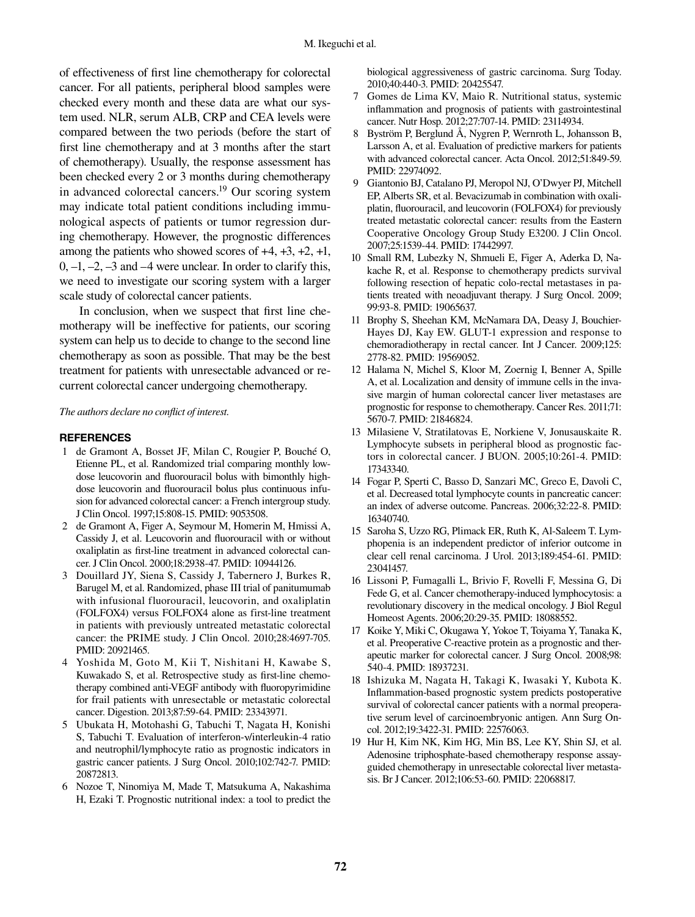of effectiveness of first line chemotherapy for colorectal cancer. For all patients, peripheral blood samples were checked every month and these data are what our system used. NLR, serum ALB, CRP and CEA levels were compared between the two periods (before the start of first line chemotherapy and at 3 months after the start of chemotherapy). Usually, the response assessment has been checked every 2 or 3 months during chemotherapy in advanced colorectal cancers.[19] Our scoring system may indicate total patient conditions including immunological aspects of patients or tumor regression during chemotherapy. However, the prognostic differences among the patients who showed scores of +4, +3, +2, +1, 0, –1, –2, –3 and –4 were unclear. In order to clarify this, we need to investigate our scoring system with a larger scale study of colorectal cancer patients.

In conclusion, when we suspect that first line chemotherapy will be ineffective for patients, our scoring system can help us to decide to change to the second line chemotherapy as soon as possible. That may be the best treatment for patients with unresectable advanced or recurrent colorectal cancer undergoing chemotherapy.

*The authors declare no conflict of interest.*

## REFERENCES

1. de Gramont A, Bosset JF, Milan C, Rougier P, Bouché O, Etienne PL, et al. Randomized trial comparing monthly low-dose leucovorin and fluorouracil bolus with bimonthly high-dose leucovorin and fluorouracil bolus plus continuous infusion for advanced colorectal cancer: a French intergroup study. J Clin Oncol. 1997;15:808-15. PMID: 9053508.
2. de Gramont A, Figer A, Seymour M, Homerin M, Hmissi A, Cassidy J, et al. Leucovorin and fluorouracil with or without oxaliplatin as first-line treatment in advanced colorectal cancer. J Clin Oncol. 2000;18:2938-47. PMID: 10944126.
3. Douillard JY, Siena S, Cassidy J, Tabernero J, Burkes R, Barugel M, et al. Randomized, phase III trial of panitumumab with infusional fluorouracil, leucovorin, and oxaliplatin (FOLFOX4) versus FOLFOX4 alone as first-line treatment in patients with previously untreated metastatic colorectal cancer: the PRIME study. J Clin Oncol. 2010;28:4697-705. PMID: 20921465.
4. Yoshida M, Goto M, Kii T, Nishitani H, Kawabe S, Kuwakado S, et al. Retrospective study as first-line chemotherapy combined anti-VEGF antibody with fluoropyrimidine for frail patients with unresectable or metastatic colorectal cancer. Digestion. 2013;87:59-64. PMID: 23343971.
5. Ubukata H, Motohashi G, Tabuchi T, Nagata H, Konishi S, Tabuchi T. Evaluation of interferon-γ/interleukin-4 ratio and neutrophil/lymphocyte ratio as prognostic indicators in gastric cancer patients. J Surg Oncol. 2010;102:742-7. PMID: 20872813.
6. Nozoe T, Ninomiya M, Made T, Matsukuma A, Nakashima H, Ezaki T. Prognostic nutritional index: a tool to predict the biological aggressiveness of gastric carcinoma. Surg Today. 2010;40:440-3. PMID: 20425547.
7. Gomes de Lima KV, Maio R. Nutritional status, systemic inflammation and prognosis of patients with gastrointestinal cancer. Nutr Hosp. 2012;27:707-14. PMID: 23114934.
8. Byström P, Berglund Å, Nygren P, Wernroth L, Johansson B, Larsson A, et al. Evaluation of predictive markers for patients with advanced colorectal cancer. Acta Oncol. 2012;51:849-59. PMID: 22974092.
9. Giantonio BJ, Catalano PJ, Meropol NJ, O'Dwyer PJ, Mitchell EP, Alberts SR, et al. Bevacizumab in combination with oxaliplatin, fluorouracil, and leucovorin (FOLFOX4) for previously treated metastatic colorectal cancer: results from the Eastern Cooperative Oncology Group Study E3200. J Clin Oncol. 2007;25:1539-44. PMID: 17442997.
10. Small RM, Lubezky N, Shmueli E, Figer A, Aderka D, Nakache R, et al. Response to chemotherapy predicts survival following resection of hepatic colo-rectal metastases in patients treated with neoadjuvant therapy. J Surg Oncol. 2009; 99:93-8. PMID: 19065637.
11. Brophy S, Sheehan KM, McNamara DA, Deasy J, Bouchier-Hayes DJ, Kay EW. GLUT-1 expression and response to chemoradiotherapy in rectal cancer. Int J Cancer. 2009;125: 2778-82. PMID: 19569052.
12. Halama N, Michel S, Kloor M, Zoernig I, Benner A, Spille A, et al. Localization and density of immune cells in the invasive margin of human colorectal cancer liver metastases are prognostic for response to chemotherapy. Cancer Res. 2011;71: 5670-7. PMID: 21846824.
13. Milasiene V, Stratilatovas E, Norkiene V, Jonusauskaite R. Lymphocyte subsets in peripheral blood as prognostic factors in colorectal cancer. J BUON. 2005;10:261-4. PMID: 17343340.
14. Fogar P, Sperti C, Basso D, Sanzari MC, Greco E, Davoli C, et al. Decreased total lymphocyte counts in pancreatic cancer: an index of adverse outcome. Pancreas. 2006;32:22-8. PMID: 16340740.
15. Saroha S, Uzzo RG, Plimack ER, Ruth K, Al-Saleem T. Lymphopenia is an independent predictor of inferior outcome in clear cell renal carcinoma. J Urol. 2013;189:454-61. PMID: 23041457.
16. Lissoni P, Fumagalli L, Brivio F, Rovelli F, Messina G, Di Fede G, et al. Cancer chemotherapy-induced lymphocytosis: a revolutionary discovery in the medical oncology. J Biol Regul Homeost Agents. 2006;20:29-35. PMID: 18088552.
17. Koike Y, Miki C, Okugawa Y, Yokoe T, Toiyama Y, Tanaka K, et al. Preoperative C-reactive protein as a prognostic and therapeutic marker for colorectal cancer. J Surg Oncol. 2008;98: 540-4. PMID: 18937231.
18. Ishizuka M, Nagata H, Takagi K, Iwasaki Y, Kubota K. Inflammation-based prognostic system predicts postoperative survival of colorectal cancer patients with a normal preoperative serum level of carcinoembryonic antigen. Ann Surg Oncol. 2012;19:3422-31. PMID: 22576063.
19. Hur H, Kim NK, Kim HG, Min BS, Lee KY, Shin SJ, et al. Adenosine triphosphate-based chemotherapy response assay-guided chemotherapy in unresectable colorectal liver metastasis. Br J Cancer. 2012;106:53-60. PMID: 22068817.